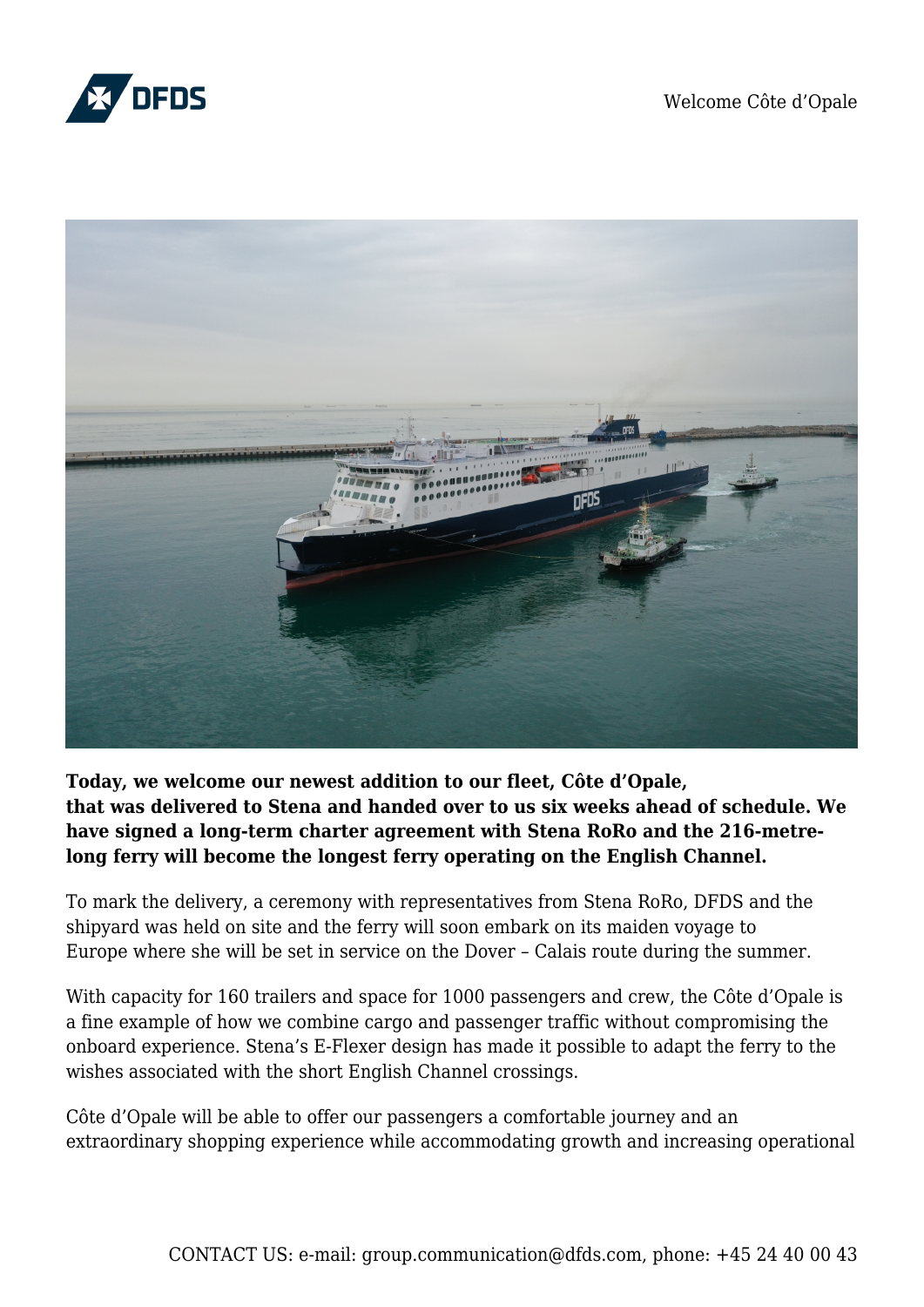Welcome Côte d'Opale

**Today, we welcome our newest addition to our fleet, Côte d'Opale, that was delivered to Stena and handed over to us six weeks ahead of schedule. We have signed a long-term charter agreement with Stena RoRo and the 216-metre-long ferry will become the longest ferry operating on the English Channel.**

To mark the delivery, a ceremony with representatives from Stena RoRo, DFDS and the shipyard was held on site and the ferry will soon embark on its maiden voyage to Europe where she will be set in service on the Dover – Calais route during the summer.

With capacity for 160 trailers and space for 1000 passengers and crew, the Côte d'Opale is a fine example of how we combine cargo and passenger traffic without compromising the onboard experience. Stena's E-Flexer design has made it possible to adapt the ferry to the wishes associated with the short English Channel crossings.

Côte d'Opale will be able to offer our passengers a comfortable journey and an extraordinary shopping experience while accommodating growth and increasing operational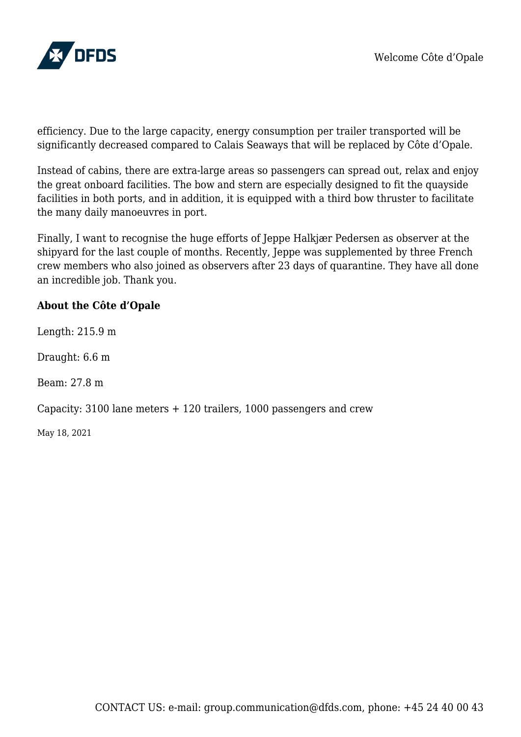efficiency. Due to the large capacity, energy consumption per trailer transported will be significantly decreased compared to Calais Seaways that will be replaced by Côte d'Opale.

Instead of cabins, there are extra-large areas so passengers can spread out, relax and enjoy the great onboard facilities. The bow and stern are especially designed to fit the quayside facilities in both ports, and in addition, it is equipped with a third bow thruster to facilitate the many daily manoeuvres in port.

Finally, I want to recognise the huge efforts of Jeppe Halkjær Pedersen as observer at the shipyard for the last couple of months. Recently, Jeppe was supplemented by three French crew members who also joined as observers after 23 days of quarantine. They have all done an incredible job. Thank you.

**About the Côte d'Opale**

Length: 215.9 m

Draught: 6.6 m

Beam: 27.8 m

Capacity: 3100 lane meters + 120 trailers, 1000 passengers and crew

May 18, 2021

CONTACT US: e-mail: group.communication@dfds.com, phone: +45 24 40 00 43